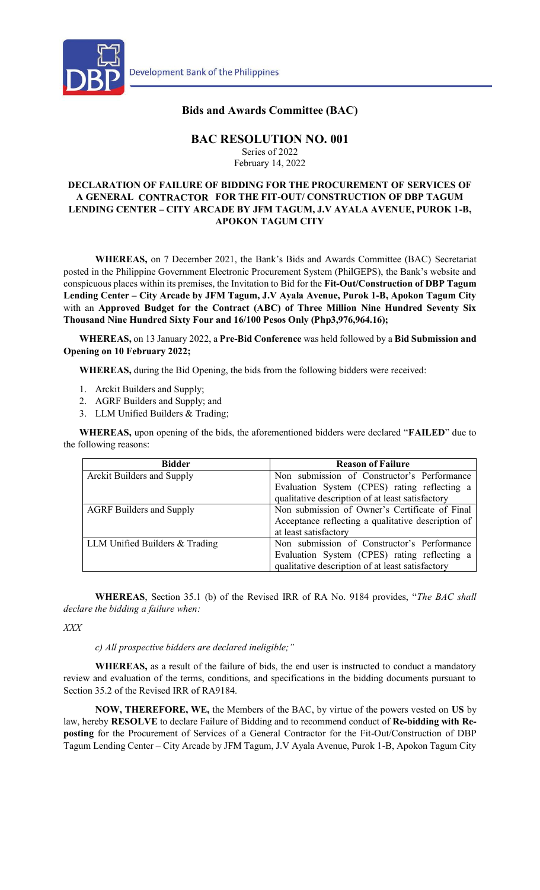Development Bank of the Philippines

## Bids and Awards Committee (BAC)

# BAC RESOLUTION NO. 001

Series of 2022
February 14, 2022

### DECLARATION OF FAILURE OF BIDDING FOR THE PROCUREMENT OF SERVICES OF A GENERAL CONTRACTOR FOR THE FIT-OUT/ CONSTRUCTION OF DBP TAGUM LENDING CENTER – CITY ARCADE BY JFM TAGUM, J.V AYALA AVENUE, PUROK 1-B, APOKON TAGUM CITY

**WHEREAS,** on 7 December 2021, the Bank's Bids and Awards Committee (BAC) Secretariat posted in the Philippine Government Electronic Procurement System (PhilGEPS), the Bank's website and conspicuous places within its premises, the Invitation to Bid for the **Fit-Out/Construction of DBP Tagum Lending Center – City Arcade by JFM Tagum, J.V Ayala Avenue, Purok 1-B, Apokon Tagum City** with an **Approved Budget for the Contract (ABC) of Three Million Nine Hundred Seventy Six Thousand Nine Hundred Sixty Four and 16/100 Pesos Only (Php3,976,964.16);**

**WHEREAS,** on 13 January 2022, a **Pre-Bid Conference** was held followed by a **Bid Submission and Opening on 10 February 2022;**

**WHEREAS,** during the Bid Opening, the bids from the following bidders were received:

1. Arckit Builders and Supply;
2. AGRF Builders and Supply; and
3. LLM Unified Builders & Trading;

**WHEREAS,** upon opening of the bids, the aforementioned bidders were declared "**FAILED**" due to the following reasons:

| Bidder | Reason of Failure |
|---|---|
| Arckit Builders and Supply | Non submission of Constructor's Performance Evaluation System (CPES) rating reflecting a qualitative description of at least satisfactory |
| AGRF Builders and Supply | Non submission of Owner's Certificate of Final Acceptance reflecting a qualitative description of at least satisfactory |
| LLM Unified Builders & Trading | Non submission of Constructor's Performance Evaluation System (CPES) rating reflecting a qualitative description of at least satisfactory |

**WHEREAS**, Section 35.1 (b) of the Revised IRR of RA No. 9184 provides, "*The BAC shall declare the bidding a failure when:*

*XXX*

*c) All prospective bidders are declared ineligible;"*

**WHEREAS,** as a result of the failure of bids, the end user is instructed to conduct a mandatory review and evaluation of the terms, conditions, and specifications in the bidding documents pursuant to Section 35.2 of the Revised IRR of RA9184.

**NOW, THEREFORE, WE,** the Members of the BAC, by virtue of the powers vested on **US** by law, hereby **RESOLVE** to declare Failure of Bidding and to recommend conduct of **Re-bidding with Re-posting** for the Procurement of Services of a General Contractor for the Fit-Out/Construction of DBP Tagum Lending Center – City Arcade by JFM Tagum, J.V Ayala Avenue, Purok 1-B, Apokon Tagum City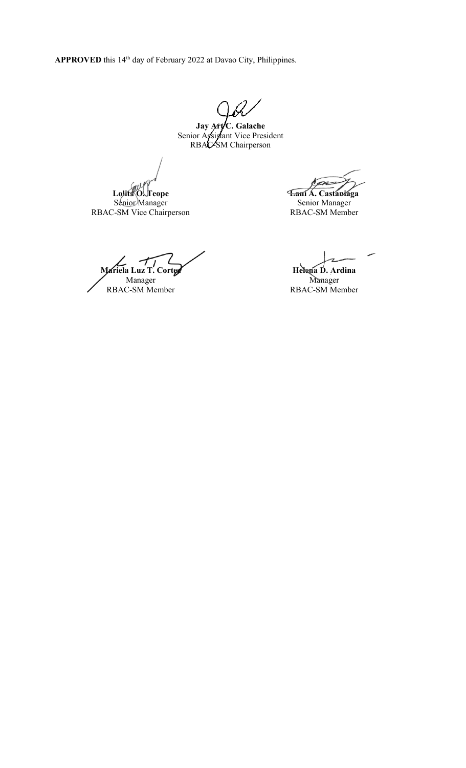**APPROVED** this 14th day of February 2022 at Davao City, Philippines.

**Jay Art C. Galache**
Senior Assistant Vice President
RBAC-SM Chairperson

**Lolita O. Teope**
Senior Manager
RBAC-SM Vice Chairperson

**Lani A. Castaniaga**
Senior Manager
RBAC-SM Member

**Mariela Luz T. Cortez**
Manager
RBAC-SM Member

**Helena D. Ardina**
Manager
RBAC-SM Member